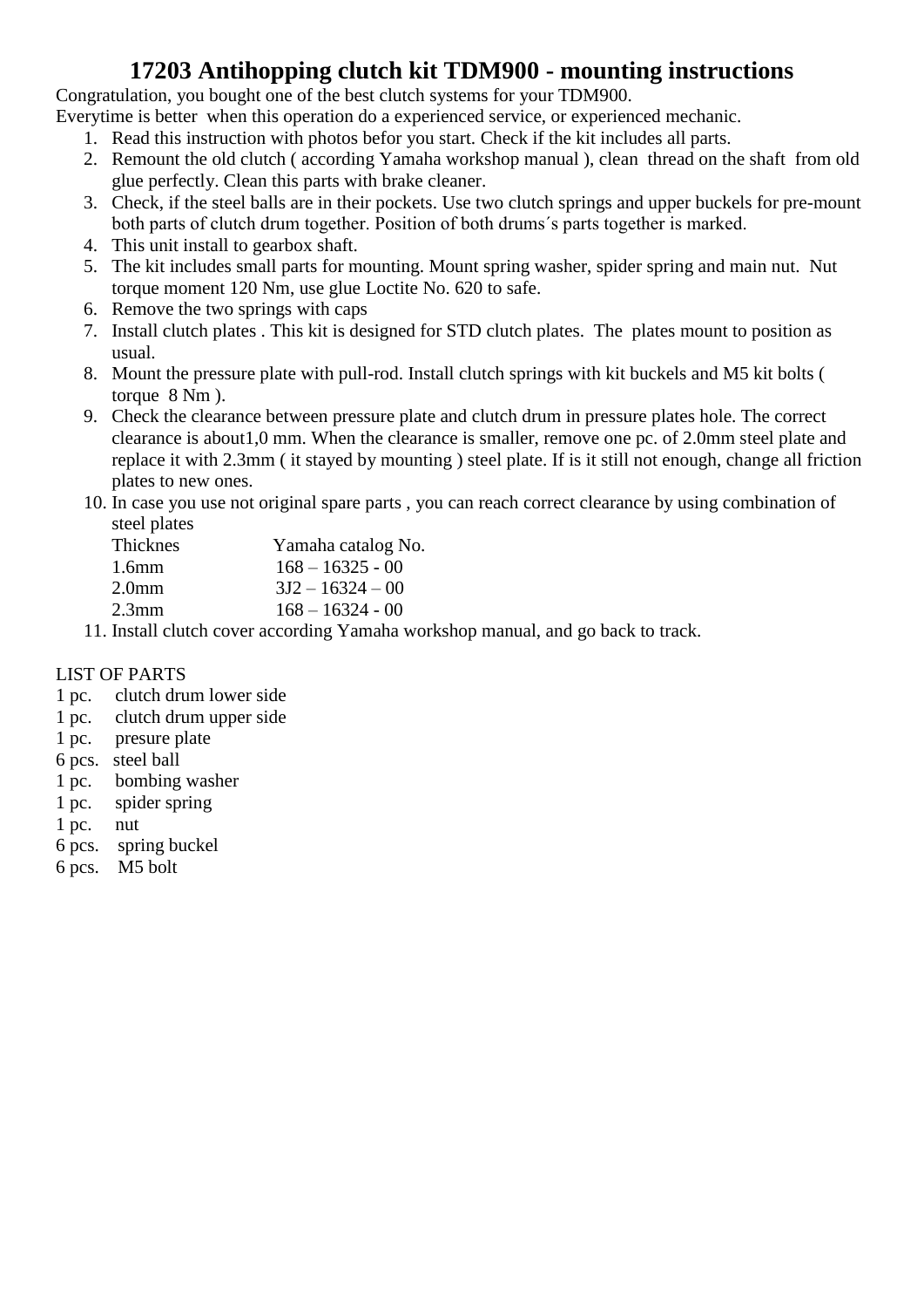# 17203 Antihopping clutch kit TDM900 - mounting instructions

Congratulation, you bought one of the best clutch systems for your TDM900.
Everytime is better when this operation do a experienced service, or experienced mechanic.

1. Read this instruction with photos befor you start. Check if the kit includes all parts.
2. Remount the old clutch ( according Yamaha workshop manual ), clean thread on the shaft from old glue perfectly. Clean this parts with brake cleaner.
3. Check, if the steel balls are in their pockets. Use two clutch springs and upper buckels for pre-mount both parts of clutch drum together. Position of both drums´s parts together is marked.
4. This unit install to gearbox shaft.
5. The kit includes small parts for mounting. Mount spring washer, spider spring and main nut. Nut torque moment 120 Nm, use glue Loctite No. 620 to safe.
6. Remove the two springs with caps
7. Install clutch plates . This kit is designed for STD clutch plates. The plates mount to position as usual.
8. Mount the pressure plate with pull-rod. Install clutch springs with kit buckels and M5 kit bolts ( torque 8 Nm ).
9. Check the clearance between pressure plate and clutch drum in pressure plates hole. The correct clearance is about1,0 mm. When the clearance is smaller, remove one pc. of 2.0mm steel plate and replace it with 2.3mm ( it stayed by mounting ) steel plate. If is it still not enough, change all friction plates to new ones.
10. In case you use not original spare parts , you can reach correct clearance by using combination of steel plates

    | Thicknes | Yamaha catalog No. |
    | --- | --- |
    | 1.6mm | 168 – 16325 - 00 |
    | 2.0mm | 3J2 – 16324 – 00 |
    | 2.3mm | 168 – 16324 - 00 |

11. Install clutch cover according Yamaha workshop manual, and go back to track.

LIST OF PARTS

1 pc. clutch drum lower side
1 pc. clutch drum upper side
1 pc. presure plate
6 pcs. steel ball
1 pc. bombing washer
1 pc. spider spring
1 pc. nut
6 pcs. spring buckel
6 pcs. M5 bolt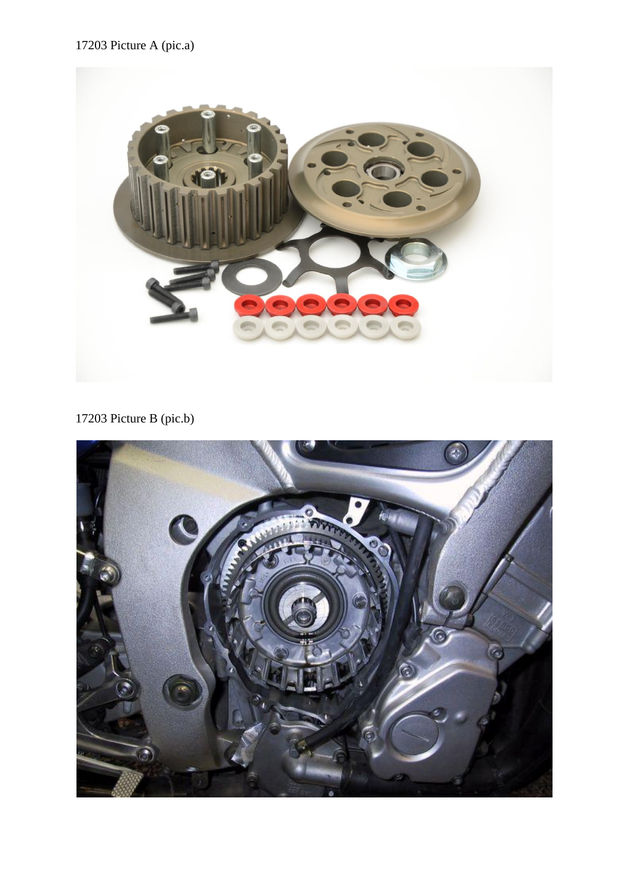17203 Picture A (pic.a)

17203 Picture B (pic.b)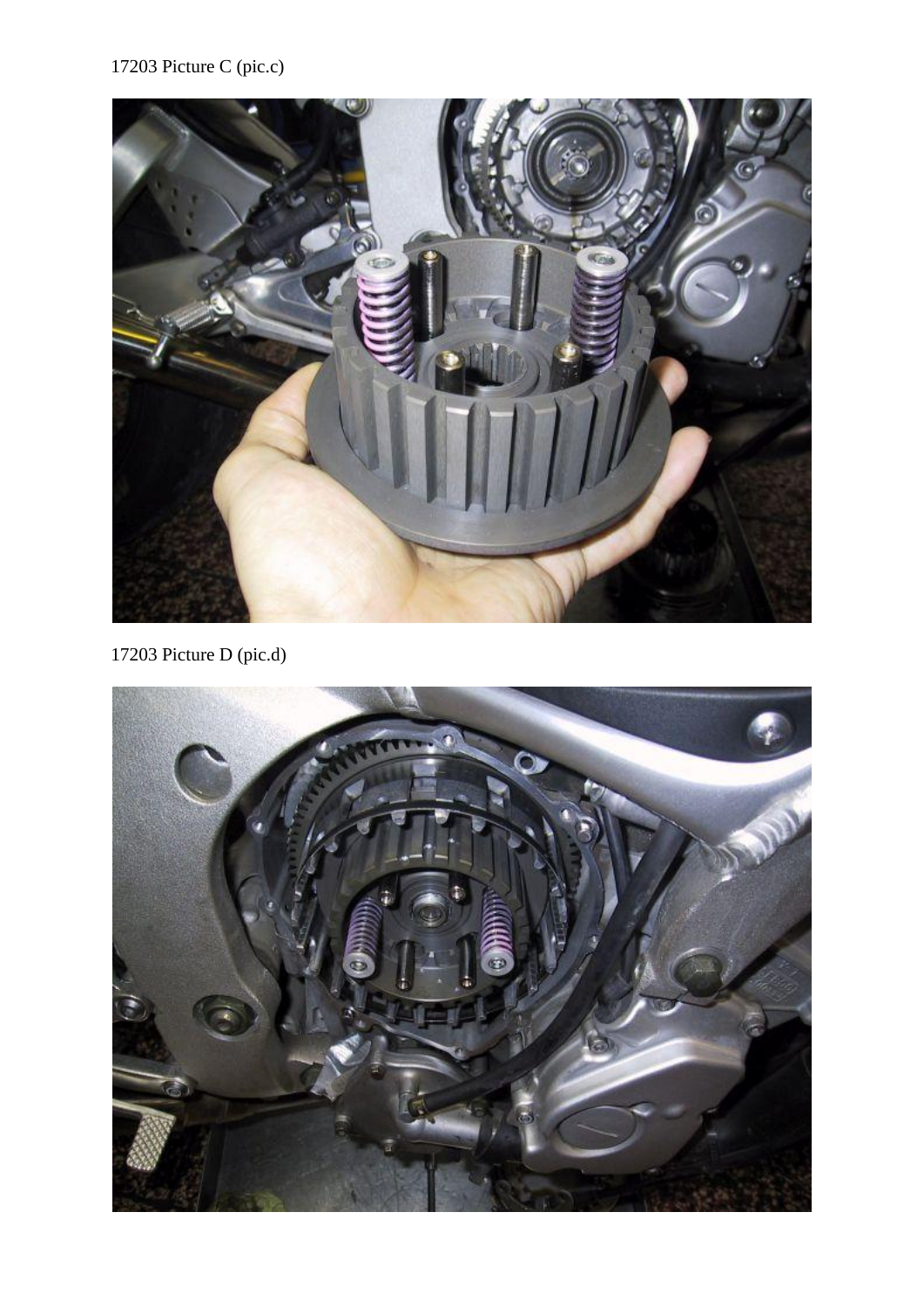17203 Picture C (pic.c)

17203 Picture D (pic.d)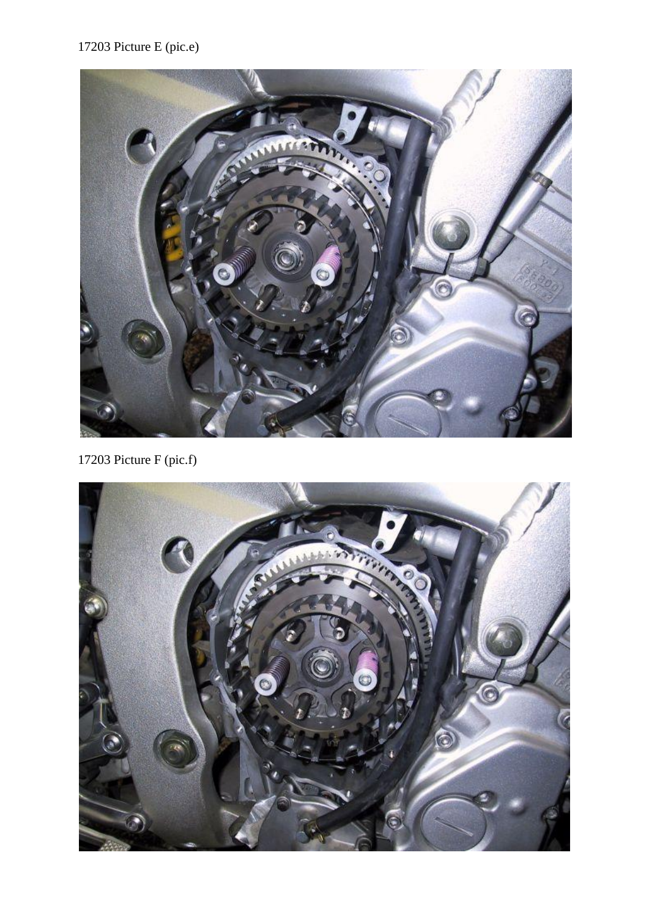17203 Picture E (pic.e)

17203 Picture F (pic.f)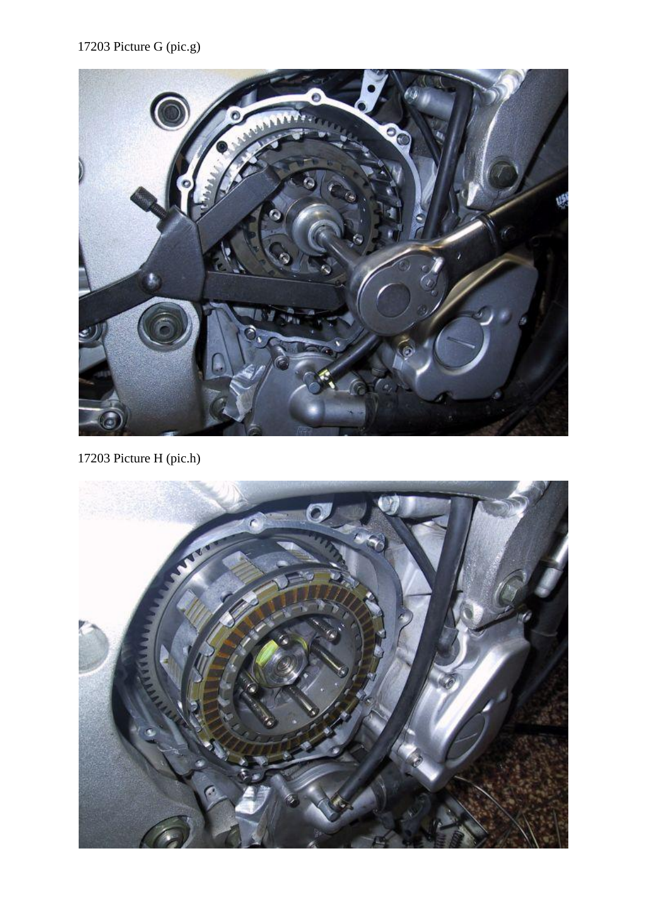17203 Picture G (pic.g)

17203 Picture H (pic.h)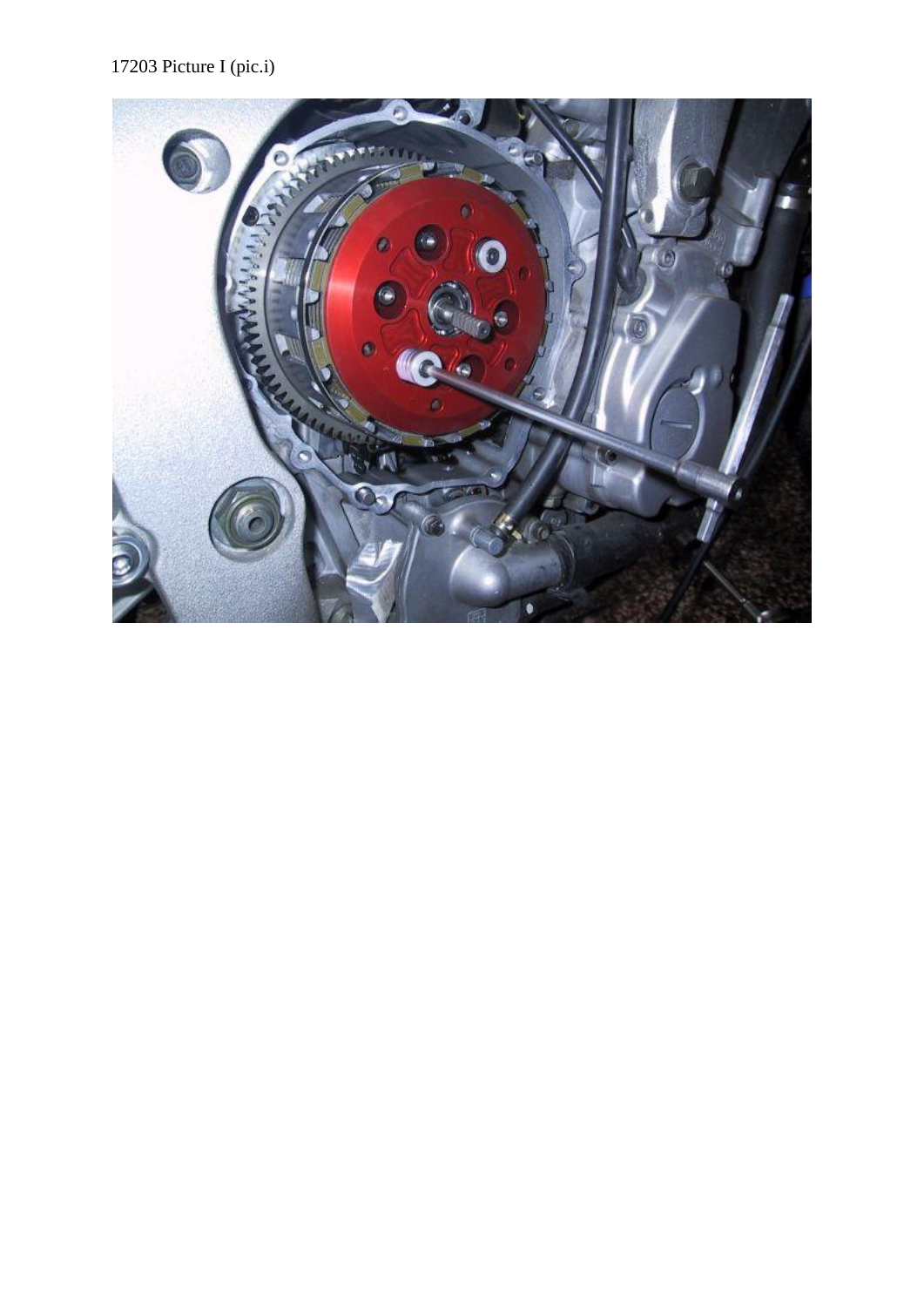17203 Picture I (pic.i)